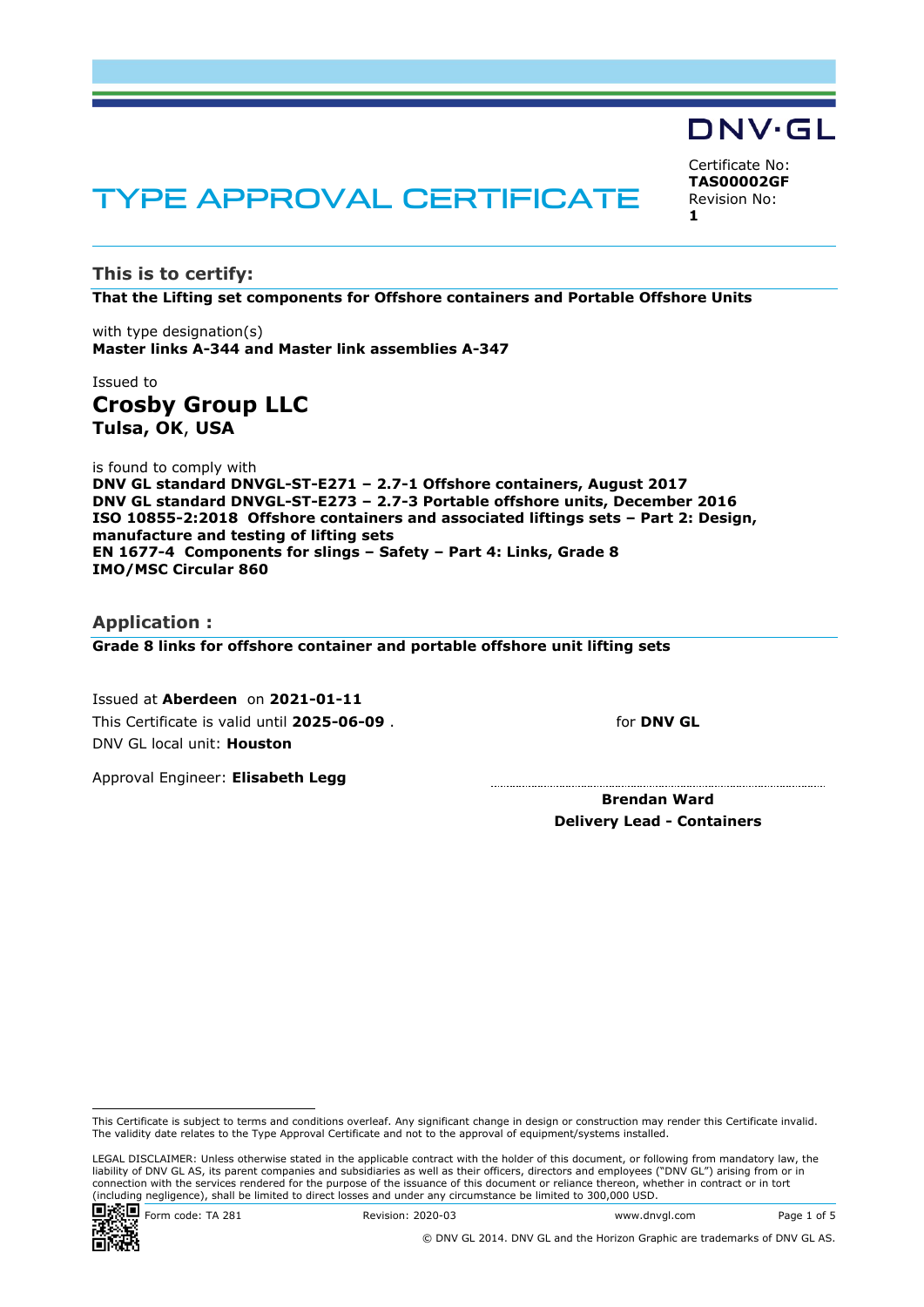DNV·GL

# TYPE APPROVAL CERTIFICATE

Certificate No:
**TAS00002GF**
Revision No:
**1**

## This is to certify:

**That the Lifting set components for Offshore containers and Portable Offshore Units**

with type designation(s)
**Master links A-344 and Master link assemblies A-347**

Issued to
**Crosby Group LLC**
**Tulsa, OK**, **USA**

is found to comply with
**DNV GL standard DNVGL-ST-E271 – 2.7-1 Offshore containers, August 2017**
**DNV GL standard DNVGL-ST-E273 – 2.7-3 Portable offshore units, December 2016**
**ISO 10855-2:2018 Offshore containers and associated liftings sets – Part 2: Design, manufacture and testing of lifting sets**
**EN 1677-4 Components for slings – Safety – Part 4: Links, Grade 8**
**IMO/MSC Circular 860**

## Application :

**Grade 8 links for offshore container and portable offshore unit lifting sets**

Issued at **Aberdeen** on **2021-01-11**
This Certificate is valid until **2025-06-09** .
DNV GL local unit: **Houston**

Approval Engineer: **Elisabeth Legg**

for **DNV GL**

**Brendan Ward**
**Delivery Lead - Containers**

This Certificate is subject to terms and conditions overleaf. Any significant change in design or construction may render this Certificate invalid. The validity date relates to the Type Approval Certificate and not to the approval of equipment/systems installed.

LEGAL DISCLAIMER: Unless otherwise stated in the applicable contract with the holder of this document, or following from mandatory law, the liability of DNV GL AS, its parent companies and subsidiaries as well as their officers, directors and employees ("DNV GL") arising from or in connection with the services rendered for the purpose of the issuance of this document or reliance thereon, whether in contract or in tort (including negligence), shall be limited to direct losses and under any circumstance be limited to 300,000 USD.

Form code: TA 281 Revision: 2020-03 www.dnvgl.com

© DNV GL 2014. DNV GL and the Horizon Graphic are trademarks of DNV GL AS.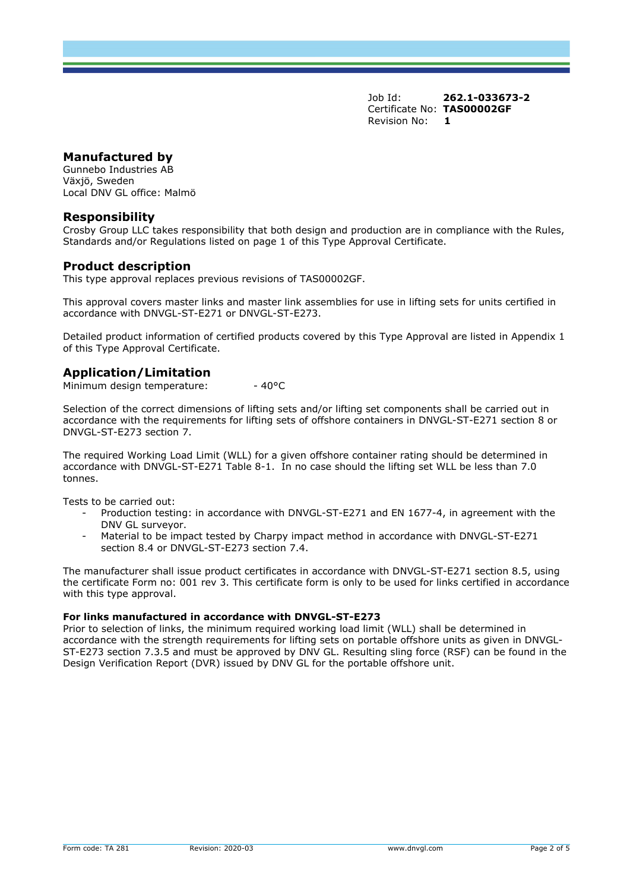Job Id: **262.1-033673-2**
Certificate No: **TAS00002GF**
Revision No: **1**

## Manufactured by

Gunnebo Industries AB
Växjö, Sweden
Local DNV GL office: Malmö

## Responsibility

Crosby Group LLC takes responsibility that both design and production are in compliance with the Rules, Standards and/or Regulations listed on page 1 of this Type Approval Certificate.

## Product description

This type approval replaces previous revisions of TAS00002GF.

This approval covers master links and master link assemblies for use in lifting sets for units certified in accordance with DNVGL-ST-E271 or DNVGL-ST-E273.

Detailed product information of certified products covered by this Type Approval are listed in Appendix 1 of this Type Approval Certificate.

## Application/Limitation

Minimum design temperature: - 40°C

Selection of the correct dimensions of lifting sets and/or lifting set components shall be carried out in accordance with the requirements for lifting sets of offshore containers in DNVGL-ST-E271 section 8 or DNVGL-ST-E273 section 7.

The required Working Load Limit (WLL) for a given offshore container rating should be determined in accordance with DNVGL-ST-E271 Table 8-1. In no case should the lifting set WLL be less than 7.0 tonnes.

Tests to be carried out:

- Production testing: in accordance with DNVGL-ST-E271 and EN 1677-4, in agreement with the DNV GL surveyor.
- Material to be impact tested by Charpy impact method in accordance with DNVGL-ST-E271 section 8.4 or DNVGL-ST-E273 section 7.4.

The manufacturer shall issue product certificates in accordance with DNVGL-ST-E271 section 8.5, using the certificate Form no: 001 rev 3. This certificate form is only to be used for links certified in accordance with this type approval.

**For links manufactured in accordance with DNVGL-ST-E273**

Prior to selection of links, the minimum required working load limit (WLL) shall be determined in accordance with the strength requirements for lifting sets on portable offshore units as given in DNVGL-ST-E273 section 7.3.5 and must be approved by DNV GL. Resulting sling force (RSF) can be found in the Design Verification Report (DVR) issued by DNV GL for the portable offshore unit.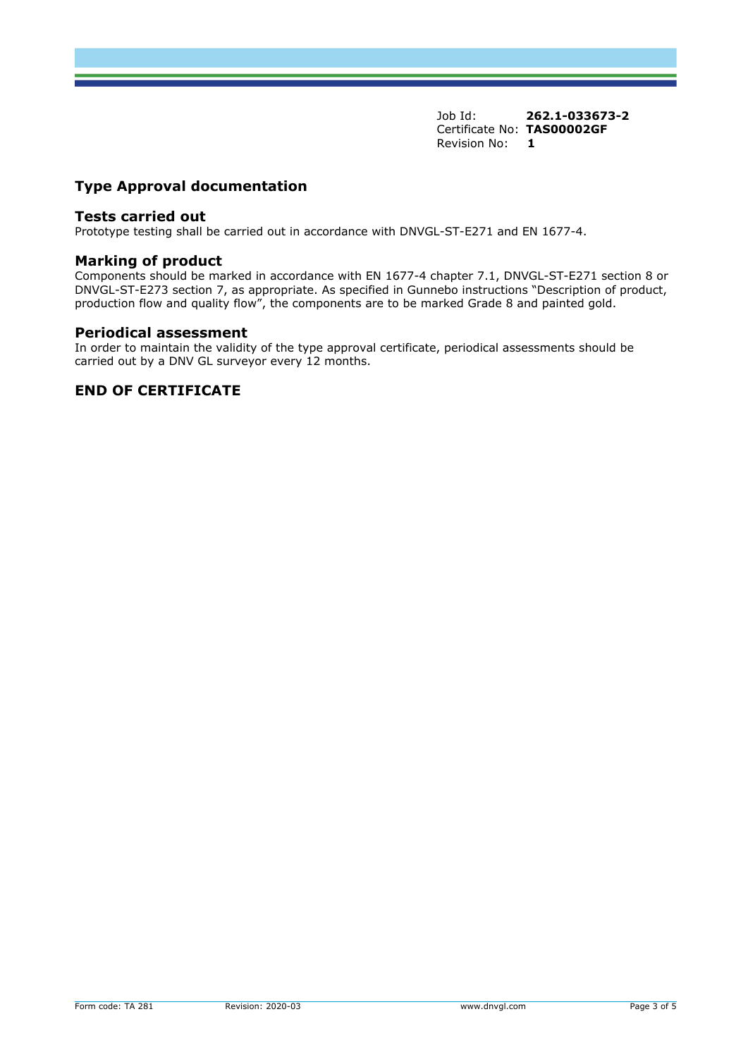Job Id: **262.1-033673-2**
Certificate No: **TAS00002GF**
Revision No: **1**

## Type Approval documentation

### Tests carried out

Prototype testing shall be carried out in accordance with DNVGL-ST-E271 and EN 1677-4.

### Marking of product

Components should be marked in accordance with EN 1677-4 chapter 7.1, DNVGL-ST-E271 section 8 or DNVGL-ST-E273 section 7, as appropriate. As specified in Gunnebo instructions "Description of product, production flow and quality flow", the components are to be marked Grade 8 and painted gold.

### Periodical assessment

In order to maintain the validity of the type approval certificate, periodical assessments should be carried out by a DNV GL surveyor every 12 months.

## END OF CERTIFICATE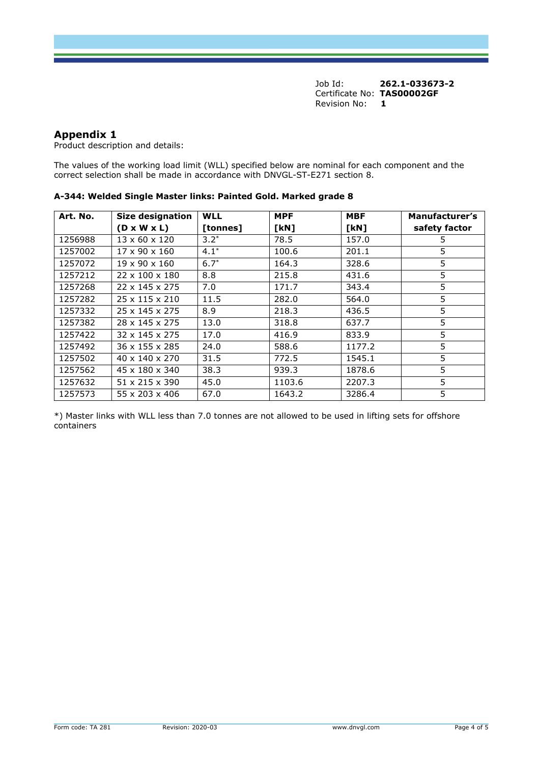Job Id: **262.1-033673-2**
Certificate No: **TAS00002GF**
Revision No: **1**

## Appendix 1

Product description and details:

The values of the working load limit (WLL) specified below are nominal for each component and the correct selection shall be made in accordance with DNVGL-ST-E271 section 8.

**A-344: Welded Single Master links: Painted Gold. Marked grade 8**

| Art. No. | Size designation (D x W x L) | WLL [tonnes] | MPF [kN] | MBF [kN] | Manufacturer's safety factor |
|---|---|---|---|---|---|
| 1256988 | 13 x 60 x 120 | 3.2* | 78.5 | 157.0 | 5 |
| 1257002 | 17 x 90 x 160 | 4.1* | 100.6 | 201.1 | 5 |
| 1257072 | 19 x 90 x 160 | 6.7* | 164.3 | 328.6 | 5 |
| 1257212 | 22 x 100 x 180 | 8.8 | 215.8 | 431.6 | 5 |
| 1257268 | 22 x 145 x 275 | 7.0 | 171.7 | 343.4 | 5 |
| 1257282 | 25 x 115 x 210 | 11.5 | 282.0 | 564.0 | 5 |
| 1257332 | 25 x 145 x 275 | 8.9 | 218.3 | 436.5 | 5 |
| 1257382 | 28 x 145 x 275 | 13.0 | 318.8 | 637.7 | 5 |
| 1257422 | 32 x 145 x 275 | 17.0 | 416.9 | 833.9 | 5 |
| 1257492 | 36 x 155 x 285 | 24.0 | 588.6 | 1177.2 | 5 |
| 1257502 | 40 x 140 x 270 | 31.5 | 772.5 | 1545.1 | 5 |
| 1257562 | 45 x 180 x 340 | 38.3 | 939.3 | 1878.6 | 5 |
| 1257632 | 51 x 215 x 390 | 45.0 | 1103.6 | 2207.3 | 5 |
| 1257573 | 55 x 203 x 406 | 67.0 | 1643.2 | 3286.4 | 5 |

*) Master links with WLL less than 7.0 tonnes are not allowed to be used in lifting sets for offshore containers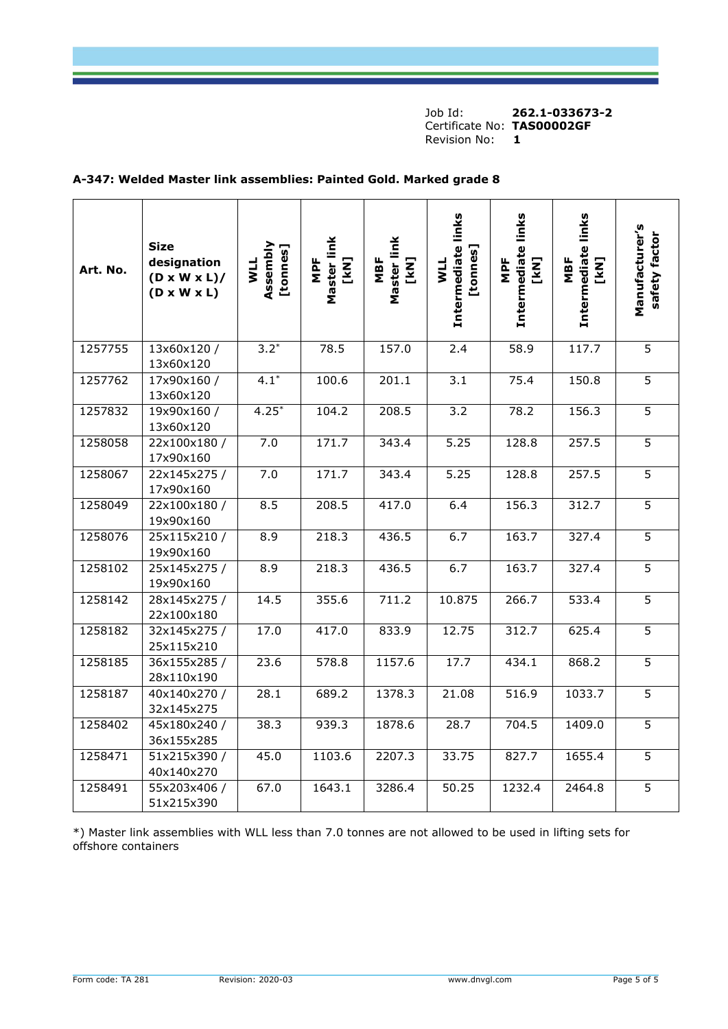Job Id: **262.1-033673-2**
Certificate No: **TAS00002GF**
Revision No: **1**

### A-347: Welded Master link assemblies: Painted Gold. Marked grade 8

| Art. No. | Size designation (D x W x L)/ (D x W x L) | WLL Assembly [tonnes] | MPF Master link [kN] | MBF Master link [kN] | WLL Intermediate links [tonnes] | MPF Intermediate links [kN] | MBF Intermediate links [kN] | Manufacturer's safety factor |
|---|---|---|---|---|---|---|---|---|
| 1257755 | 13x60x120 / 13x60x120 | 3.2* | 78.5 | 157.0 | 2.4 | 58.9 | 117.7 | 5 |
| 1257762 | 17x90x160 / 13x60x120 | 4.1* | 100.6 | 201.1 | 3.1 | 75.4 | 150.8 | 5 |
| 1257832 | 19x90x160 / 13x60x120 | 4.25* | 104.2 | 208.5 | 3.2 | 78.2 | 156.3 | 5 |
| 1258058 | 22x100x180 / 17x90x160 | 7.0 | 171.7 | 343.4 | 5.25 | 128.8 | 257.5 | 5 |
| 1258067 | 22x145x275 / 17x90x160 | 7.0 | 171.7 | 343.4 | 5.25 | 128.8 | 257.5 | 5 |
| 1258049 | 22x100x180 / 19x90x160 | 8.5 | 208.5 | 417.0 | 6.4 | 156.3 | 312.7 | 5 |
| 1258076 | 25x115x210 / 19x90x160 | 8.9 | 218.3 | 436.5 | 6.7 | 163.7 | 327.4 | 5 |
| 1258102 | 25x145x275 / 19x90x160 | 8.9 | 218.3 | 436.5 | 6.7 | 163.7 | 327.4 | 5 |
| 1258142 | 28x145x275 / 22x100x180 | 14.5 | 355.6 | 711.2 | 10.875 | 266.7 | 533.4 | 5 |
| 1258182 | 32x145x275 / 25x115x210 | 17.0 | 417.0 | 833.9 | 12.75 | 312.7 | 625.4 | 5 |
| 1258185 | 36x155x285 / 28x110x190 | 23.6 | 578.8 | 1157.6 | 17.7 | 434.1 | 868.2 | 5 |
| 1258187 | 40x140x270 / 32x145x275 | 28.1 | 689.2 | 1378.3 | 21.08 | 516.9 | 1033.7 | 5 |
| 1258402 | 45x180x240 / 36x155x285 | 38.3 | 939.3 | 1878.6 | 28.7 | 704.5 | 1409.0 | 5 |
| 1258471 | 51x215x390 / 40x140x270 | 45.0 | 1103.6 | 2207.3 | 33.75 | 827.7 | 1655.4 | 5 |
| 1258491 | 55x203x406 / 51x215x390 | 67.0 | 1643.1 | 3286.4 | 50.25 | 1232.4 | 2464.8 | 5 |

*) Master link assemblies with WLL less than 7.0 tonnes are not allowed to be used in lifting sets for offshore containers